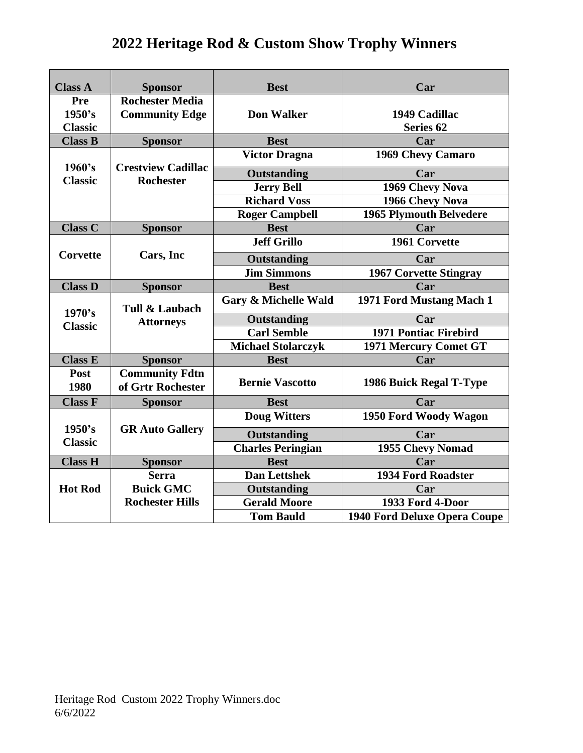# 2022 Heritage Rod & Custom Show Trophy Winners

| Class A | Sponsor | Best | Car |
|---|---|---|---|
| Pre 1950's Classic | Rochester Media Community Edge | Don Walker | 1949 Cadillac Series 62 |
| **Class B** | **Sponsor** | **Best** | **Car** |
| 1960's Classic | Crestview Cadillac Rochester | Victor Dragna | 1969 Chevy Camaro |
| | | **Outstanding** | **Car** |
| | | Jerry Bell | 1969 Chevy Nova |
| | | Richard Voss | 1966 Chevy Nova |
| | | Roger Campbell | 1965 Plymouth Belvedere |
| **Class C** | **Sponsor** | **Best** | **Car** |
| Corvette | Cars, Inc | Jeff Grillo | 1961 Corvette |
| | | **Outstanding** | **Car** |
| | | Jim Simmons | 1967 Corvette Stingray |
| **Class D** | **Sponsor** | **Best** | **Car** |
| 1970's Classic | Tull & Laubach Attorneys | Gary & Michelle Wald | 1971 Ford Mustang Mach 1 |
| | | **Outstanding** | **Car** |
| | | Carl Semble | 1971 Pontiac Firebird |
| | | Michael Stolarczyk | 1971 Mercury Comet GT |
| **Class E** | **Sponsor** | **Best** | **Car** |
| Post 1980 | Community Fdtn of Grtr Rochester | Bernie Vascotto | 1986 Buick Regal T-Type |
| **Class F** | **Sponsor** | **Best** | **Car** |
| 1950's Classic | GR Auto Gallery | Doug Witters | 1950 Ford Woody Wagon |
| | | **Outstanding** | **Car** |
| | | Charles Peringian | 1955 Chevy Nomad |
| **Class H** | **Sponsor** | **Best** | **Car** |
| Hot Rod | Serra Buick GMC Rochester Hills | Dan Lettshek | 1934 Ford Roadster |
| | | **Outstanding** | **Car** |
| | | Gerald Moore | 1933 Ford 4-Door |
| | | Tom Bauld | 1940 Ford Deluxe Opera Coupe |

Heritage Rod Custom 2022 Trophy Winners.doc
6/6/2022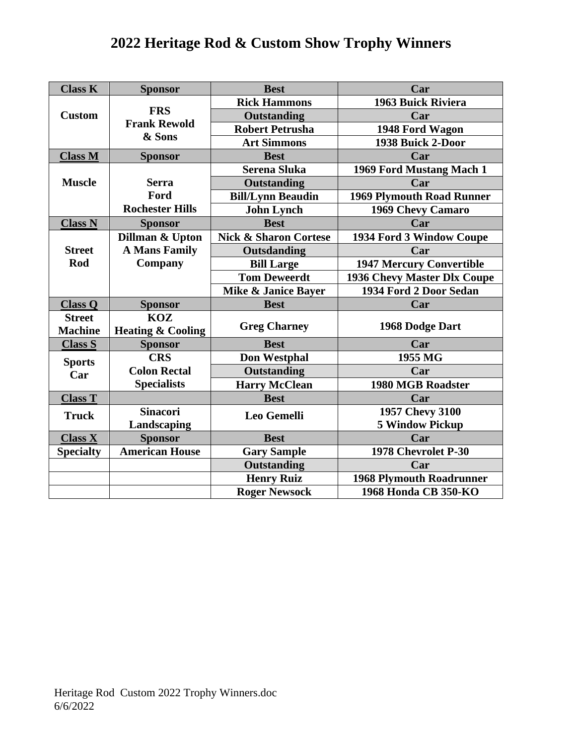# 2022 Heritage Rod & Custom Show Trophy Winners

| Class K | Sponsor | Best | Car |
|---|---|---|---|
| Custom | FRS Frank Rewold & Sons | Rick Hammons | 1963 Buick Riviera |
| | | Outstanding | Car |
| | | Robert Petrusha | 1948 Ford Wagon |
| | | Art Simmons | 1938 Buick 2-Door |
| **Class M** | **Sponsor** | **Best** | **Car** |
| Muscle | Serra Ford Rochester Hills | Serena Sluka | 1969 Ford Mustang Mach 1 |
| | | Outstanding | Car |
| | | Bill/Lynn Beaudin | 1969 Plymouth Road Runner |
| | | John Lynch | 1969 Chevy Camaro |
| **Class N** | **Sponsor** | **Best** | **Car** |
| Street Rod | Dillman & Upton A Mans Family Company | Nick & Sharon Cortese | 1934 Ford 3 Window Coupe |
| | | Outsdanding | Car |
| | | Bill Large | 1947 Mercury Convertible |
| | | Tom Deweerdt | 1936 Chevy Master Dlx Coupe |
| | | Mike & Janice Bayer | 1934 Ford 2 Door Sedan |
| **Class Q** | **Sponsor** | **Best** | **Car** |
| Street Machine | KOZ Heating & Cooling | Greg Charney | 1968 Dodge Dart |
| **Class S** | **Sponsor** | **Best** | **Car** |
| Sports Car | CRS Colon Rectal Specialists | Don Westphal | 1955 MG |
| | | Outstanding | Car |
| | | Harry McClean | 1980 MGB Roadster |
| **Class T** | | **Best** | **Car** |
| Truck | Sinacori Landscaping | Leo Gemelli | 1957 Chevy 3100 5 Window Pickup |
| **Class X** | **Sponsor** | **Best** | **Car** |
| Specialty | American House | Gary Sample | 1978 Chevrolet P-30 |
| | | Outstanding | Car |
| | | Henry Ruiz | 1968 Plymouth Roadrunner |
| | | Roger Newsock | 1968 Honda CB 350-KO |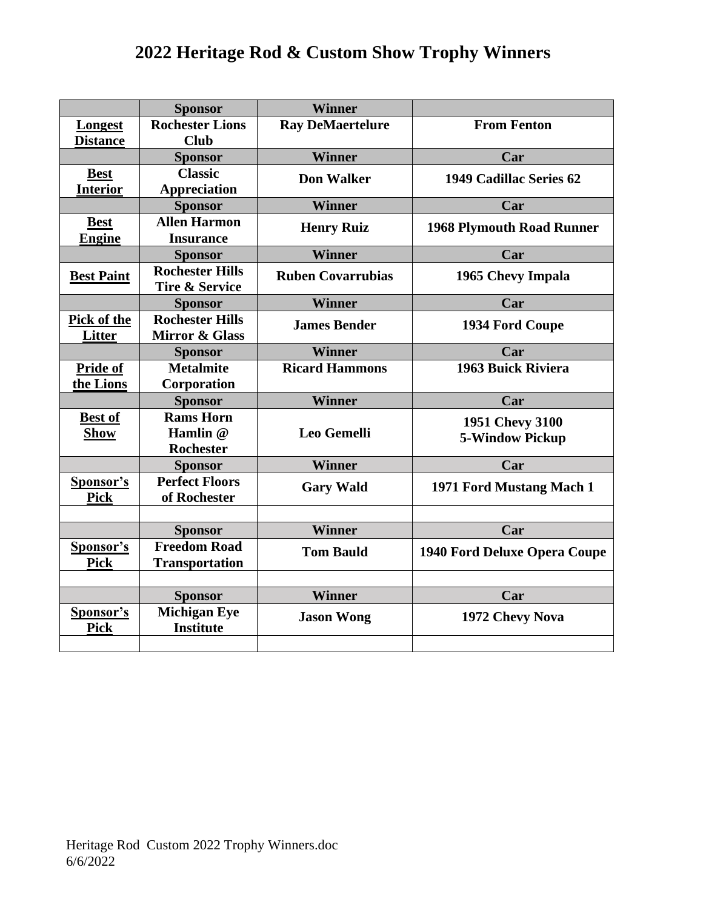# 2022 Heritage Rod & Custom Show Trophy Winners

| | Sponsor | Winner | |
|---|---|---|---|
| Longest Distance | Rochester Lions Club | Ray DeMaertelure | From Fenton |
| | Sponsor | Winner | Car |
| Best Interior | Classic Appreciation | Don Walker | 1949 Cadillac Series 62 |
| | Sponsor | Winner | Car |
| Best Engine | Allen Harmon Insurance | Henry Ruiz | 1968 Plymouth Road Runner |
| | Sponsor | Winner | Car |
| Best Paint | Rochester Hills Tire & Service | Ruben Covarrubias | 1965 Chevy Impala |
| | Sponsor | Winner | Car |
| Pick of the Litter | Rochester Hills Mirror & Glass | James Bender | 1934 Ford Coupe |
| | Sponsor | Winner | Car |
| Pride of the Lions | Metalmite Corporation | Ricard Hammons | 1963 Buick Riviera |
| | Sponsor | Winner | Car |
| Best of Show | Rams Horn Hamlin @ Rochester | Leo Gemelli | 1951 Chevy 3100 5-Window Pickup |
| | Sponsor | Winner | Car |
| Sponsor's Pick | Perfect Floors of Rochester | Gary Wald | 1971 Ford Mustang Mach 1 |
| | | | |
| | Sponsor | Winner | Car |
| Sponsor's Pick | Freedom Road Transportation | Tom Bauld | 1940 Ford Deluxe Opera Coupe |
| | | | |
| | Sponsor | Winner | Car |
| Sponsor's Pick | Michigan Eye Institute | Jason Wong | 1972 Chevy Nova |
| | | | |

Heritage Rod Custom 2022 Trophy Winners.doc
6/6/2022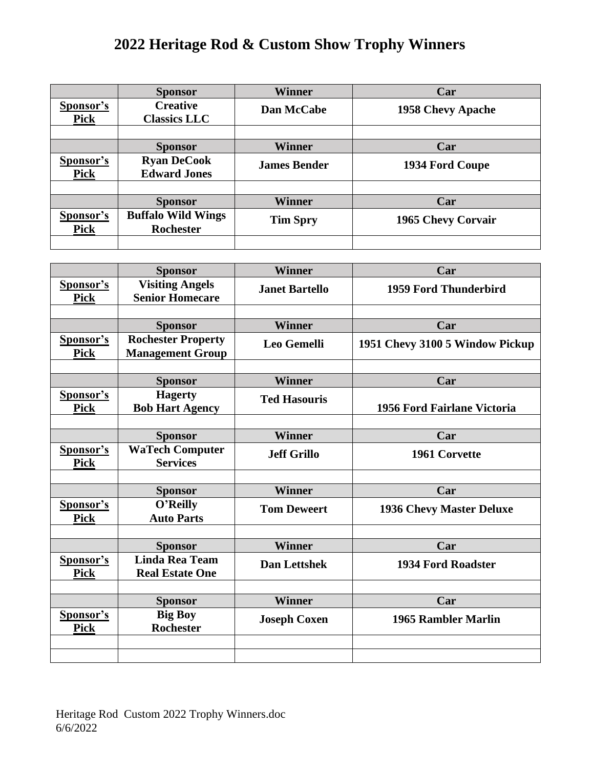# 2022 Heritage Rod & Custom Show Trophy Winners

| | Sponsor | Winner | Car |
|---|---|---|---|
| **Sponsor's Pick** | **Creative Classics LLC** | **Dan McCabe** | **1958 Chevy Apache** |
| | | | |
| | **Sponsor** | **Winner** | **Car** |
| **Sponsor's Pick** | **Ryan DeCook Edward Jones** | **James Bender** | **1934 Ford Coupe** |
| | | | |
| | **Sponsor** | **Winner** | **Car** |
| **Sponsor's Pick** | **Buffalo Wild Wings Rochester** | **Tim Spry** | **1965 Chevy Corvair** |
| | | | |

| | Sponsor | Winner | Car |
|---|---|---|---|
| **Sponsor's Pick** | **Visiting Angels Senior Homecare** | **Janet Bartello** | **1959 Ford Thunderbird** |
| | | | |
| | **Sponsor** | **Winner** | **Car** |
| **Sponsor's Pick** | **Rochester Property Management Group** | **Leo Gemelli** | **1951 Chevy 3100 5 Window Pickup** |
| | | | |
| | **Sponsor** | **Winner** | **Car** |
| **Sponsor's Pick** | **Hagerty Bob Hart Agency** | **Ted Hasouris** | **1956 Ford Fairlane Victoria** |
| | | | |
| | **Sponsor** | **Winner** | **Car** |
| **Sponsor's Pick** | **WaTech Computer Services** | **Jeff Grillo** | **1961 Corvette** |
| | | | |
| | **Sponsor** | **Winner** | **Car** |
| **Sponsor's Pick** | **O'Reilly Auto Parts** | **Tom Deweert** | **1936 Chevy Master Deluxe** |
| | | | |
| | **Sponsor** | **Winner** | **Car** |
| **Sponsor's Pick** | **Linda Rea Team Real Estate One** | **Dan Lettshek** | **1934 Ford Roadster** |
| | | | |
| | **Sponsor** | **Winner** | **Car** |
| **Sponsor's Pick** | **Big Boy Rochester** | **Joseph Coxen** | **1965 Rambler Marlin** |
| | | | |
| | | | |

Heritage Rod Custom 2022 Trophy Winners.doc
6/6/2022